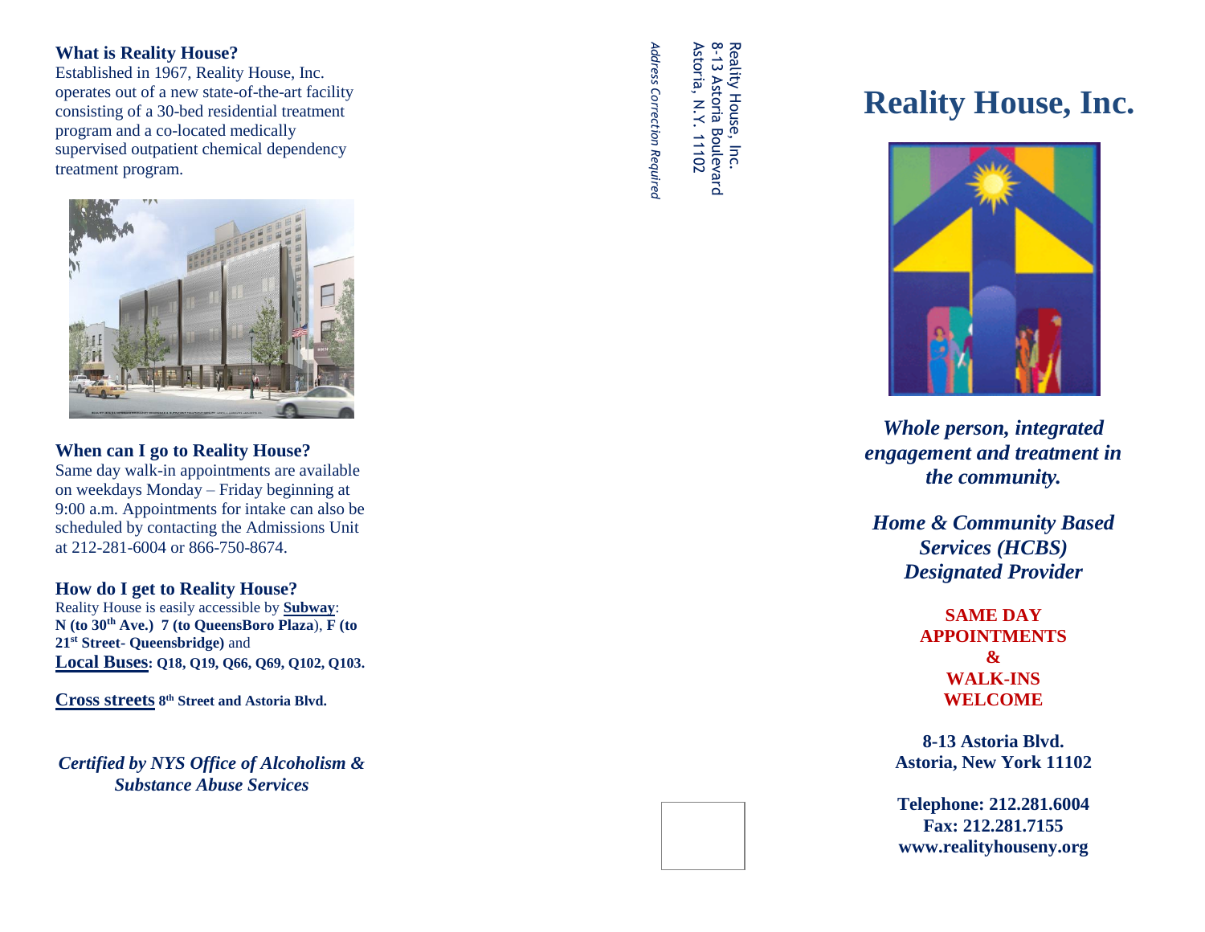### What is Reality House?

Established in 1967, Reality House, Inc. operates out of a new state-of-the-art facility consisting of a 30-bed residential treatment program and a co-located medically supervised outpatient chemical dependency treatment program.

### When can I go to Reality House?

Same day walk-in appointments are available on weekdays Monday – Friday beginning at 9:00 a.m. Appointments for intake can also be scheduled by contacting the Admissions Unit at 212-281-6004 or 866-750-8674.

### How do I get to Reality House?

Reality House is easily accessible by **Subway**: **N (to 30th Ave.) 7 (to QueensBoro Plaza)**, **F (to 21st Street- Queensbridge)** and **Local Buses: Q18, Q19, Q66, Q69, Q102, Q103.**

**Cross streets 8th Street and Astoria Blvd.**

***Certified by NYS Office of Alcoholism & Substance Abuse Services***

Reality House, Inc.
8-13 Astoria Boulevard
Astoria, N.Y. 11102

*Address Correction Required*

# Reality House, Inc.

***Whole person, integrated engagement and treatment in the community.***

***Home & Community Based Services (HCBS) Designated Provider***

**SAME DAY APPOINTMENTS & WALK-INS WELCOME**

**8-13 Astoria Blvd.**
**Astoria, New York 11102**

**Telephone: 212.281.6004**
**Fax: 212.281.7155**
**www.realityhouseny.org**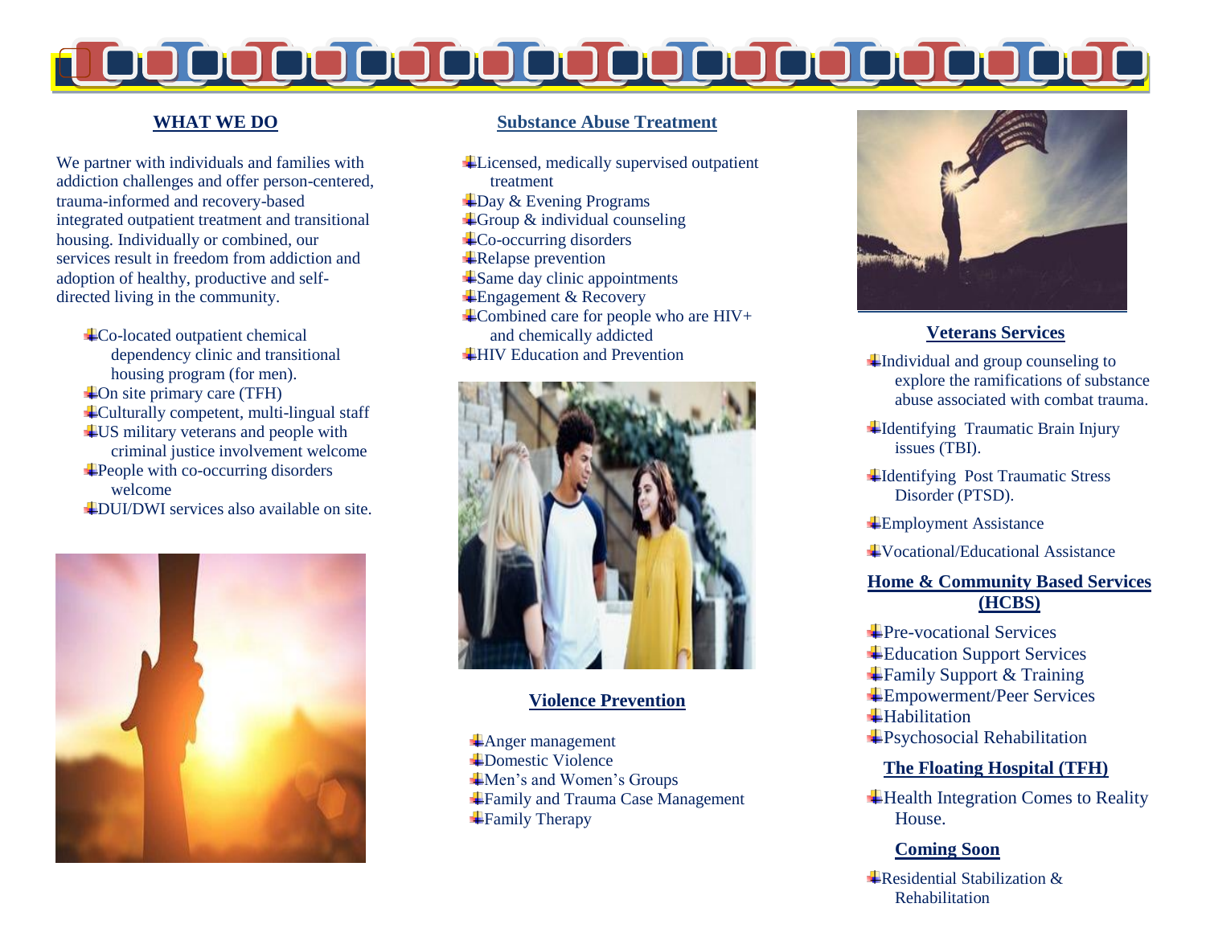## WHAT WE DO

We partner with individuals and families with addiction challenges and offer person-centered, trauma-informed and recovery-based integrated outpatient treatment and transitional housing. Individually or combined, our services result in freedom from addiction and adoption of healthy, productive and self-directed living in the community.

- Co-located outpatient chemical dependency clinic and transitional housing program (for men).
- On site primary care (TFH)
- Culturally competent, multi-lingual staff
- US military veterans and people with criminal justice involvement welcome
- People with co-occurring disorders welcome
- DUI/DWI services also available on site.

## Substance Abuse Treatment

- Licensed, medically supervised outpatient treatment
- Day & Evening Programs
- Group & individual counseling
- Co-occurring disorders
- Relapse prevention
- Same day clinic appointments
- Engagement & Recovery
- Combined care for people who are HIV+ and chemically addicted
- HIV Education and Prevention

## Violence Prevention

- Anger management
- Domestic Violence
- Men's and Women's Groups
- Family and Trauma Case Management
- Family Therapy

## Veterans Services

- Individual and group counseling to explore the ramifications of substance abuse associated with combat trauma.
- Identifying Traumatic Brain Injury issues (TBI).
- Identifying Post Traumatic Stress Disorder (PTSD).
- Employment Assistance
- Vocational/Educational Assistance

## Home & Community Based Services (HCBS)

- Pre-vocational Services
- Education Support Services
- Family Support & Training
- Empowerment/Peer Services
- Habilitation
- Psychosocial Rehabilitation

## The Floating Hospital (TFH)

- Health Integration Comes to Reality House.

## Coming Soon

- Residential Stabilization & Rehabilitation